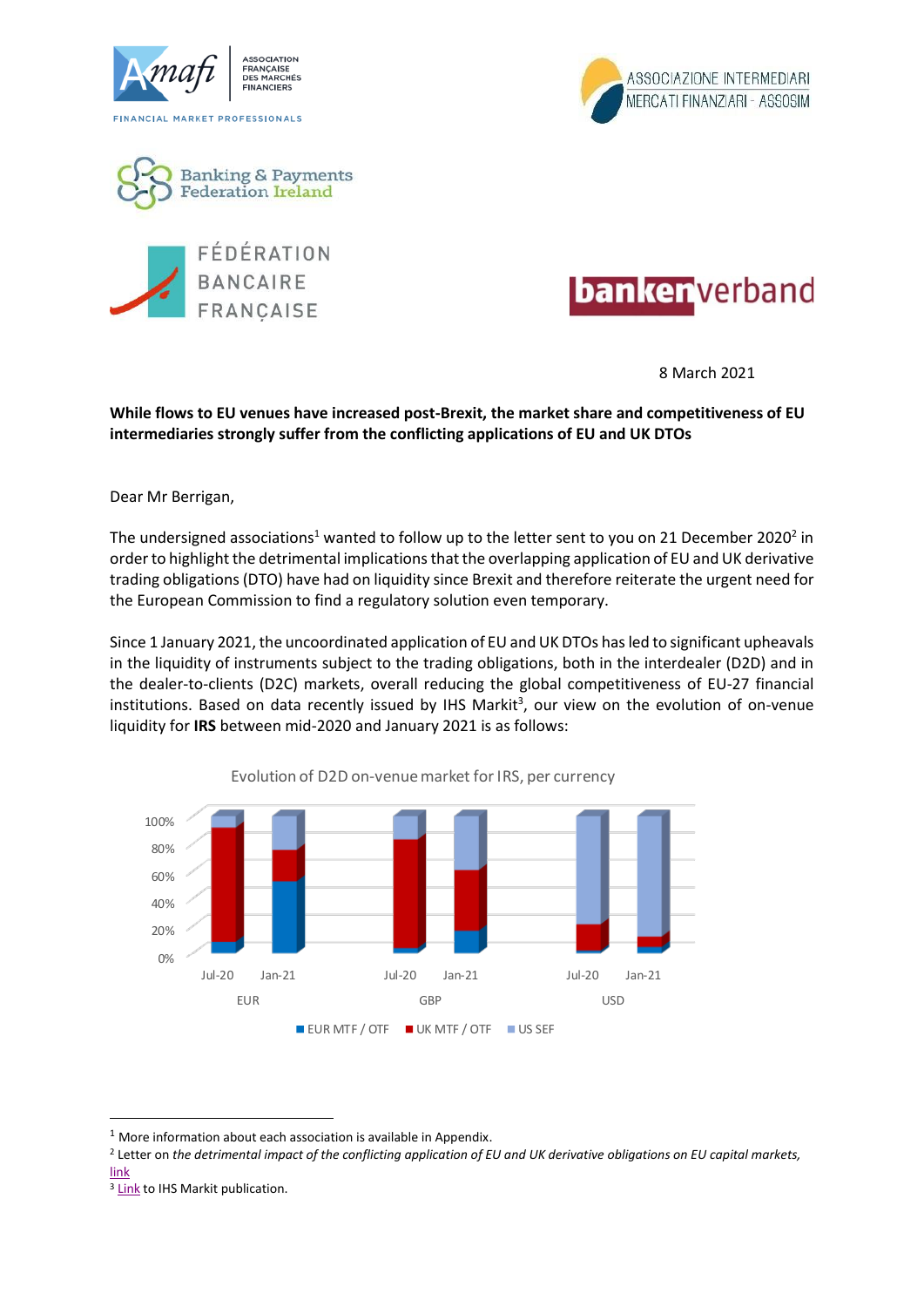8 March 2021

**While flows to EU venues have increased post-Brexit, the market share and competitiveness of EU intermediaries strongly suffer from the conflicting applications of EU and UK DTOs**

Dear Mr Berrigan,

The undersigned associations[1] wanted to follow up to the letter sent to you on 21 December 2020[2] in order to highlight the detrimental implications that the overlapping application of EU and UK derivative trading obligations (DTO) have had on liquidity since Brexit and therefore reiterate the urgent need for the European Commission to find a regulatory solution even temporary.

Since 1 January 2021, the uncoordinated application of EU and UK DTOs has led to significant upheavals in the liquidity of instruments subject to the trading obligations, both in the interdealer (D2D) and in the dealer-to-clients (D2C) markets, overall reducing the global competitiveness of EU-27 financial institutions. Based on data recently issued by IHS Markit[3], our view on the evolution of on-venue liquidity for **IRS** between mid-2020 and January 2021 is as follows:

Evolution of D2D on-venue market for IRS, per currency

(Chart: stacked bars for EUR, GBP and USD at Jul-20 and Jan-21; legend: EUR MTF / OTF, UK MTF / OTF, US SEF; axis 0%–100%)

---

[1] More information about each association is available in Appendix.

[2] Letter on *the detrimental impact of the conflicting application of EU and UK derivative obligations on EU capital markets*, link

[3] Link to IHS Markit publication.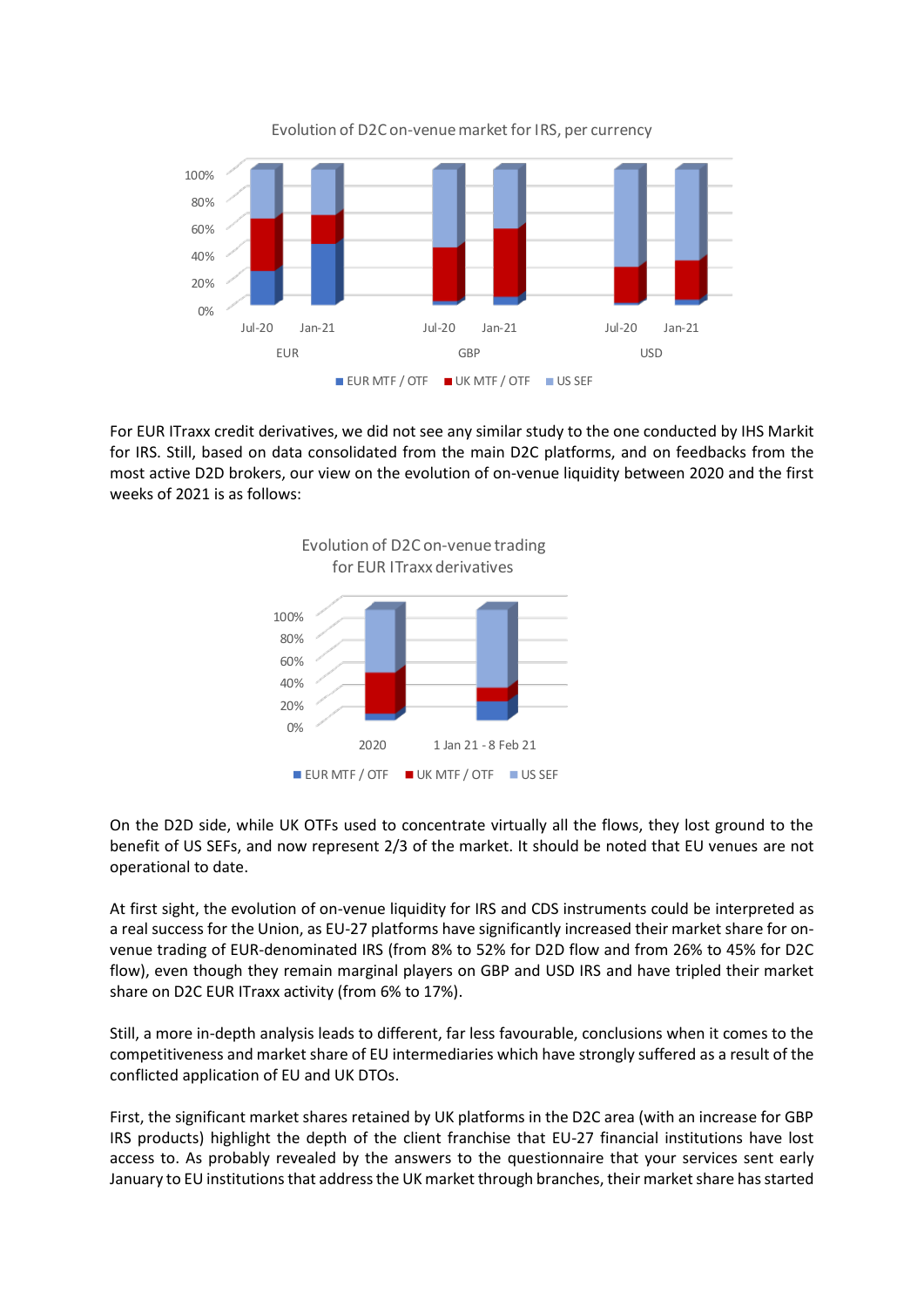Evolution of D2C on-venue market for IRS, per currency

For EUR ITraxx credit derivatives, we did not see any similar study to the one conducted by IHS Markit for IRS. Still, based on data consolidated from the main D2C platforms, and on feedbacks from the most active D2D brokers, our view on the evolution of on-venue liquidity between 2020 and the first weeks of 2021 is as follows:

Evolution of D2C on-venue trading for EUR ITraxx derivatives

On the D2D side, while UK OTFs used to concentrate virtually all the flows, they lost ground to the benefit of US SEFs, and now represent 2/3 of the market. It should be noted that EU venues are not operational to date.

At first sight, the evolution of on-venue liquidity for IRS and CDS instruments could be interpreted as a real success for the Union, as EU-27 platforms have significantly increased their market share for on-venue trading of EUR-denominated IRS (from 8% to 52% for D2D flow and from 26% to 45% for D2C flow), even though they remain marginal players on GBP and USD IRS and have tripled their market share on D2C EUR ITraxx activity (from 6% to 17%).

Still, a more in-depth analysis leads to different, far less favourable, conclusions when it comes to the competitiveness and market share of EU intermediaries which have strongly suffered as a result of the conflicted application of EU and UK DTOs.

First, the significant market shares retained by UK platforms in the D2C area (with an increase for GBP IRS products) highlight the depth of the client franchise that EU-27 financial institutions have lost access to. As probably revealed by the answers to the questionnaire that your services sent early January to EU institutions that address the UK market through branches, their market share has started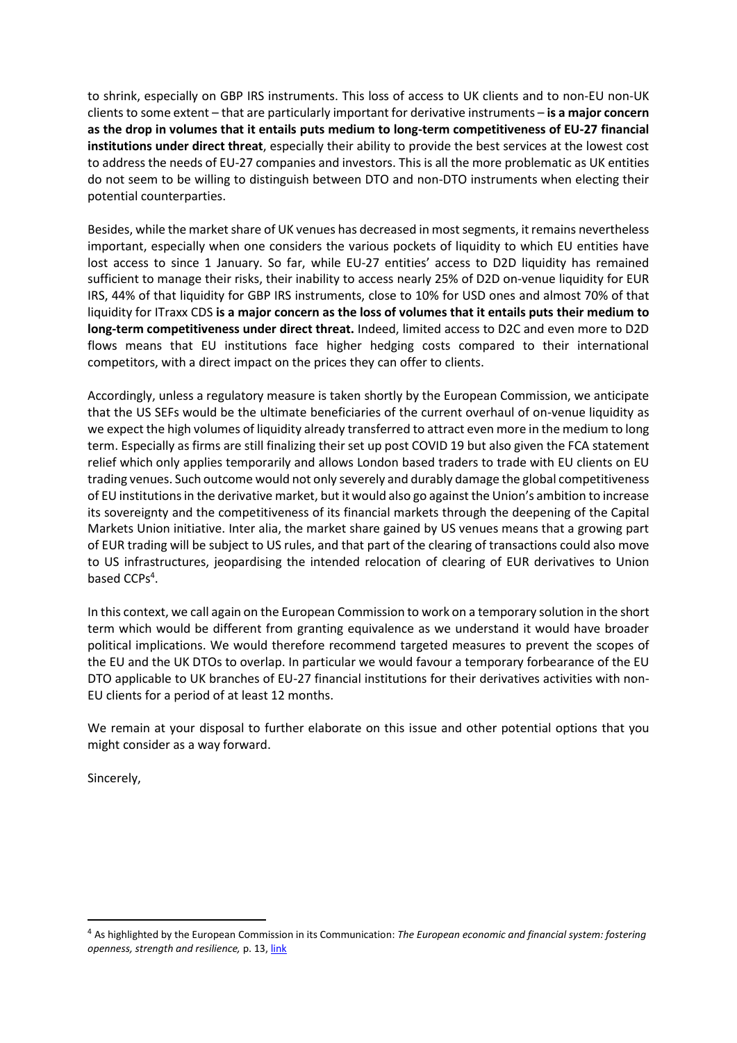to shrink, especially on GBP IRS instruments. This loss of access to UK clients and to non-EU non-UK clients to some extent – that are particularly important for derivative instruments – **is a major concern as the drop in volumes that it entails puts medium to long-term competitiveness of EU-27 financial institutions under direct threat**, especially their ability to provide the best services at the lowest cost to address the needs of EU-27 companies and investors. This is all the more problematic as UK entities do not seem to be willing to distinguish between DTO and non-DTO instruments when electing their potential counterparties.

Besides, while the market share of UK venues has decreased in most segments, it remains nevertheless important, especially when one considers the various pockets of liquidity to which EU entities have lost access to since 1 January. So far, while EU-27 entities' access to D2D liquidity has remained sufficient to manage their risks, their inability to access nearly 25% of D2D on-venue liquidity for EUR IRS, 44% of that liquidity for GBP IRS instruments, close to 10% for USD ones and almost 70% of that liquidity for ITraxx CDS **is a major concern as the loss of volumes that it entails puts their medium to long-term competitiveness under direct threat.** Indeed, limited access to D2C and even more to D2D flows means that EU institutions face higher hedging costs compared to their international competitors, with a direct impact on the prices they can offer to clients.

Accordingly, unless a regulatory measure is taken shortly by the European Commission, we anticipate that the US SEFs would be the ultimate beneficiaries of the current overhaul of on-venue liquidity as we expect the high volumes of liquidity already transferred to attract even more in the medium to long term. Especially as firms are still finalizing their set up post COVID 19 but also given the FCA statement relief which only applies temporarily and allows London based traders to trade with EU clients on EU trading venues. Such outcome would not only severely and durably damage the global competitiveness of EU institutions in the derivative market, but it would also go against the Union's ambition to increase its sovereignty and the competitiveness of its financial markets through the deepening of the Capital Markets Union initiative. Inter alia, the market share gained by US venues means that a growing part of EUR trading will be subject to US rules, and that part of the clearing of transactions could also move to US infrastructures, jeopardising the intended relocation of clearing of EUR derivatives to Union based CCPs[4].

In this context, we call again on the European Commission to work on a temporary solution in the short term which would be different from granting equivalence as we understand it would have broader political implications. We would therefore recommend targeted measures to prevent the scopes of the EU and the UK DTOs to overlap. In particular we would favour a temporary forbearance of the EU DTO applicable to UK branches of EU-27 financial institutions for their derivatives activities with non-EU clients for a period of at least 12 months.

We remain at your disposal to further elaborate on this issue and other potential options that you might consider as a way forward.

Sincerely,

[4] As highlighted by the European Commission in its Communication: *The European economic and financial system: fostering openness, strength and resilience,* p. 13, link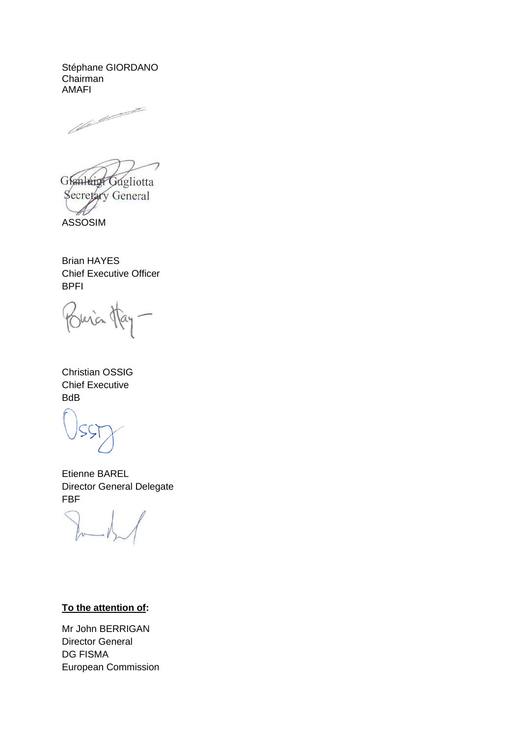Stéphane GIORDANO
Chairman
AMAFI

Gianluigi Gugliotta
Secretary General

ASSOSIM

Brian HAYES
Chief Executive Officer
BPFI

Christian OSSIG
Chief Executive
BdB

Etienne BAREL
Director General Delegate
FBF

**To the attention of:**

Mr John BERRIGAN
Director General
DG FISMA
European Commission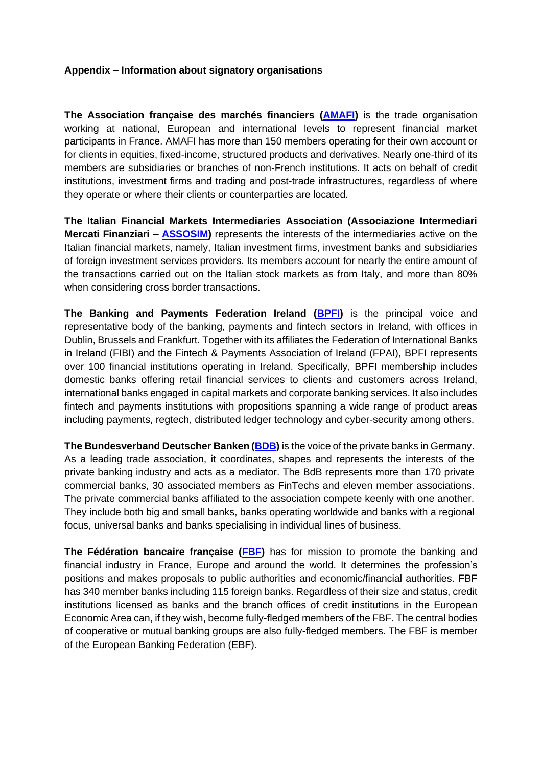**Appendix – Information about signatory organisations**

**The Association française des marchés financiers (AMAFI)** is the trade organisation working at national, European and international levels to represent financial market participants in France. AMAFI has more than 150 members operating for their own account or for clients in equities, fixed-income, structured products and derivatives. Nearly one-third of its members are subsidiaries or branches of non-French institutions. It acts on behalf of credit institutions, investment firms and trading and post-trade infrastructures, regardless of where they operate or where their clients or counterparties are located.

**The Italian Financial Markets Intermediaries Association (Associazione Intermediari Mercati Finanziari – ASSOSIM)** represents the interests of the intermediaries active on the Italian financial markets, namely, Italian investment firms, investment banks and subsidiaries of foreign investment services providers. Its members account for nearly the entire amount of the transactions carried out on the Italian stock markets as from Italy, and more than 80% when considering cross border transactions.

**The Banking and Payments Federation Ireland (BPFI)** is the principal voice and representative body of the banking, payments and fintech sectors in Ireland, with offices in Dublin, Brussels and Frankfurt. Together with its affiliates the Federation of International Banks in Ireland (FIBI) and the Fintech & Payments Association of Ireland (FPAI), BPFI represents over 100 financial institutions operating in Ireland. Specifically, BPFI membership includes domestic banks offering retail financial services to clients and customers across Ireland, international banks engaged in capital markets and corporate banking services. It also includes fintech and payments institutions with propositions spanning a wide range of product areas including payments, regtech, distributed ledger technology and cyber-security among others.

**The Bundesverband Deutscher Banken (BDB)** is the voice of the private banks in Germany. As a leading trade association, it coordinates, shapes and represents the interests of the private banking industry and acts as a mediator. The BdB represents more than 170 private commercial banks, 30 associated members as FinTechs and eleven member associations. The private commercial banks affiliated to the association compete keenly with one another. They include both big and small banks, banks operating worldwide and banks with a regional focus, universal banks and banks specialising in individual lines of business.

**The Fédération bancaire française (FBF)** has for mission to promote the banking and financial industry in France, Europe and around the world. It determines the profession's positions and makes proposals to public authorities and economic/financial authorities. FBF has 340 member banks including 115 foreign banks. Regardless of their size and status, credit institutions licensed as banks and the branch offices of credit institutions in the European Economic Area can, if they wish, become fully-fledged members of the FBF. The central bodies of cooperative or mutual banking groups are also fully-fledged members. The FBF is member of the European Banking Federation (EBF).